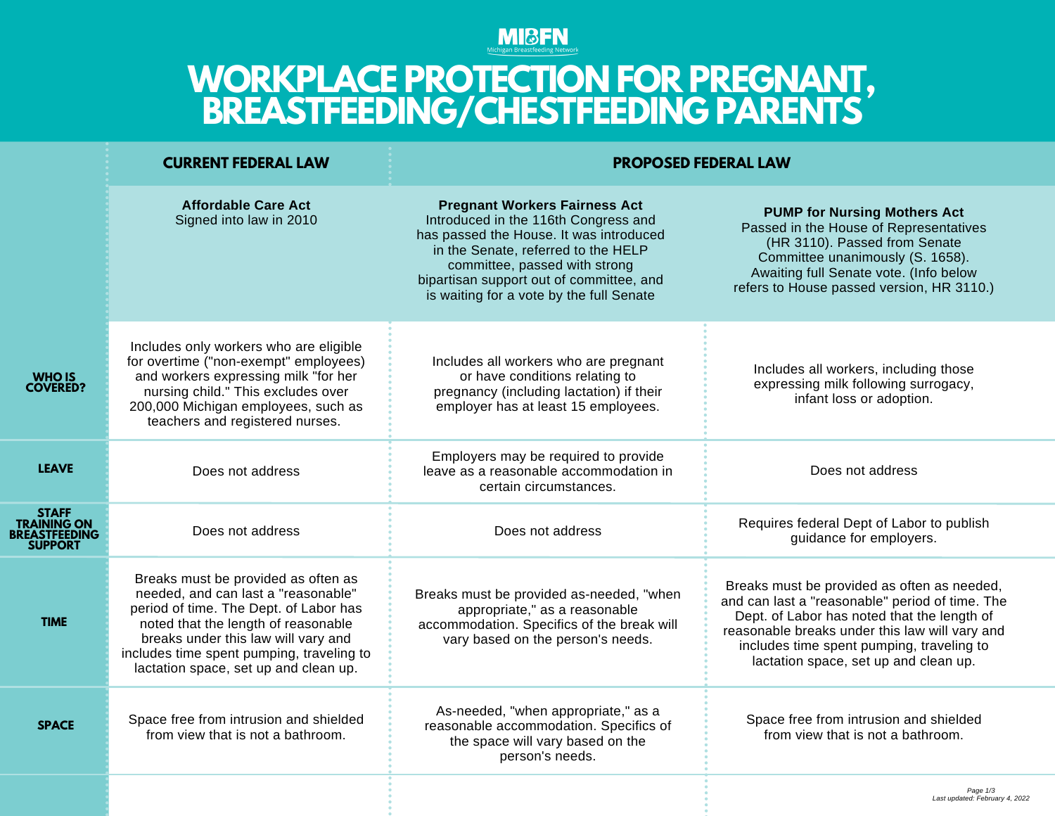MIBFN

Michigan Breastfeeding Network

# WORKPLACE PROTECTION FOR PREGNANT, BREASTFEEDING/CHESTFEEDING PARENTS

| | CURRENT FEDERAL LAW | PROPOSED FEDERAL LAW | |
|---|---|---|---|
| | **Affordable Care Act** Signed into law in 2010 | **Pregnant Workers Fairness Act** Introduced in the 116th Congress and has passed the House. It was introduced in the Senate, referred to the HELP committee, passed with strong bipartisan support out of committee, and is waiting for a vote by the full Senate | **PUMP for Nursing Mothers Act** Passed in the House of Representatives (HR 3110). Passed from Senate Committee unanimously (S. 1658). Awaiting full Senate vote. (Info below refers to House passed version, HR 3110.) |
| **WHO IS COVERED?** | Includes only workers who are eligible for overtime ("non-exempt" employees) and workers expressing milk "for her nursing child." This excludes over 200,000 Michigan employees, such as teachers and registered nurses. | Includes all workers who are pregnant or have conditions relating to pregnancy (including lactation) if their employer has at least 15 employees. | Includes all workers, including those expressing milk following surrogacy, infant loss or adoption. |
| **LEAVE** | Does not address | Employers may be required to provide leave as a reasonable accommodation in certain circumstances. | Does not address |
| **STAFF TRAINING ON BREASTFEEDING SUPPORT** | Does not address | Does not address | Requires federal Dept of Labor to publish guidance for employers. |
| **TIME** | Breaks must be provided as often as needed, and can last a "reasonable" period of time. The Dept. of Labor has noted that the length of reasonable breaks under this law will vary and includes time spent pumping, traveling to lactation space, set up and clean up. | Breaks must be provided as-needed, "when appropriate," as a reasonable accommodation. Specifics of the break will vary based on the person's needs. | Breaks must be provided as often as needed, and can last a "reasonable" period of time. The Dept. of Labor has noted that the length of reasonable breaks under this law will vary and includes time spent pumping, traveling to lactation space, set up and clean up. |
| **SPACE** | Space free from intrusion and shielded from view that is not a bathroom. | As-needed, "when appropriate," as a reasonable accommodation. Specifics of the space will vary based on the person's needs. | Space free from intrusion and shielded from view that is not a bathroom. |

*Last updated: February 4, 2022*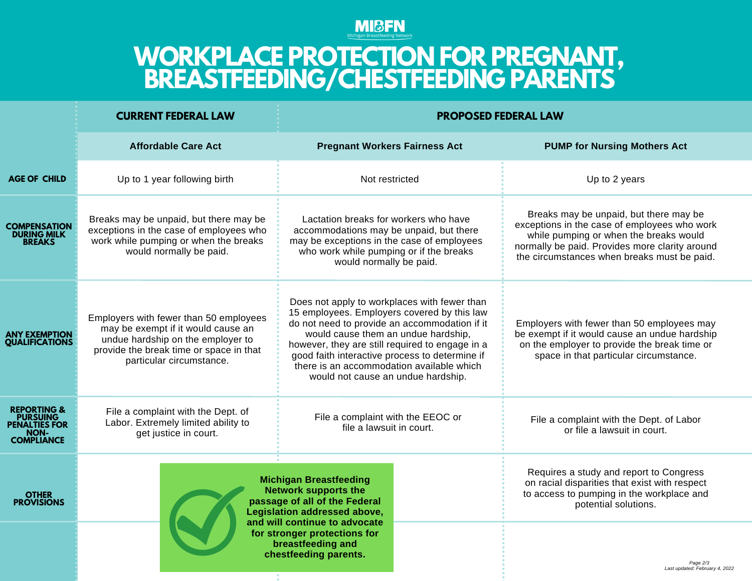MI BFN
Michigan Breastfeeding Network

# WORKPLACE PROTECTION FOR PREGNANT, BREASTFEEDING/CHESTFEEDING PARENTS

| | CURRENT FEDERAL LAW | PROPOSED FEDERAL LAW | |
|---|---|---|---|
| | Affordable Care Act | Pregnant Workers Fairness Act | PUMP for Nursing Mothers Act |
| **AGE OF CHILD** | Up to 1 year following birth | Not restricted | Up to 2 years |
| **COMPENSATION DURING MILK BREAKS** | Breaks may be unpaid, but there may be exceptions in the case of employees who work while pumping or when the breaks would normally be paid. | Lactation breaks for workers who have accommodations may be unpaid, but there may be exceptions in the case of employees who work while pumping or if the breaks would normally be paid. | Breaks may be unpaid, but there may be exceptions in the case of employees who work while pumping or when the breaks would normally be paid. Provides more clarity around the circumstances when breaks must be paid. |
| **ANY EXEMPTION QUALIFICATIONS** | Employers with fewer than 50 employees may be exempt if it would cause an undue hardship on the employer to provide the break time or space in that particular circumstance. | Does not apply to workplaces with fewer than 15 employees. Employers covered by this law do not need to provide an accommodation if it would cause them an undue hardship, however, they are still required to engage in a good faith interactive process to determine if there is an accommodation available which would not cause an undue hardship. | Employers with fewer than 50 employees may be exempt if it would cause an undue hardship on the employer to provide the break time or space in that particular circumstance. |
| **REPORTING & PURSUING PENALTIES FOR NON-COMPLIANCE** | File a complaint with the Dept. of Labor. Extremely limited ability to get justice in court. | File a complaint with the EEOC or file a lawsuit in court. | File a complaint with the Dept. of Labor or file a lawsuit in court. |
| **OTHER PROVISIONS** | | | Requires a study and report to Congress on racial disparities that exist with respect to access to pumping in the workplace and potential solutions. |

**Michigan Breastfeeding Network supports the passage of all of the Federal Legislation addressed above, and will continue to advocate for stronger protections for breastfeeding and chestfeeding parents.**

*Last updated: February 4, 2022*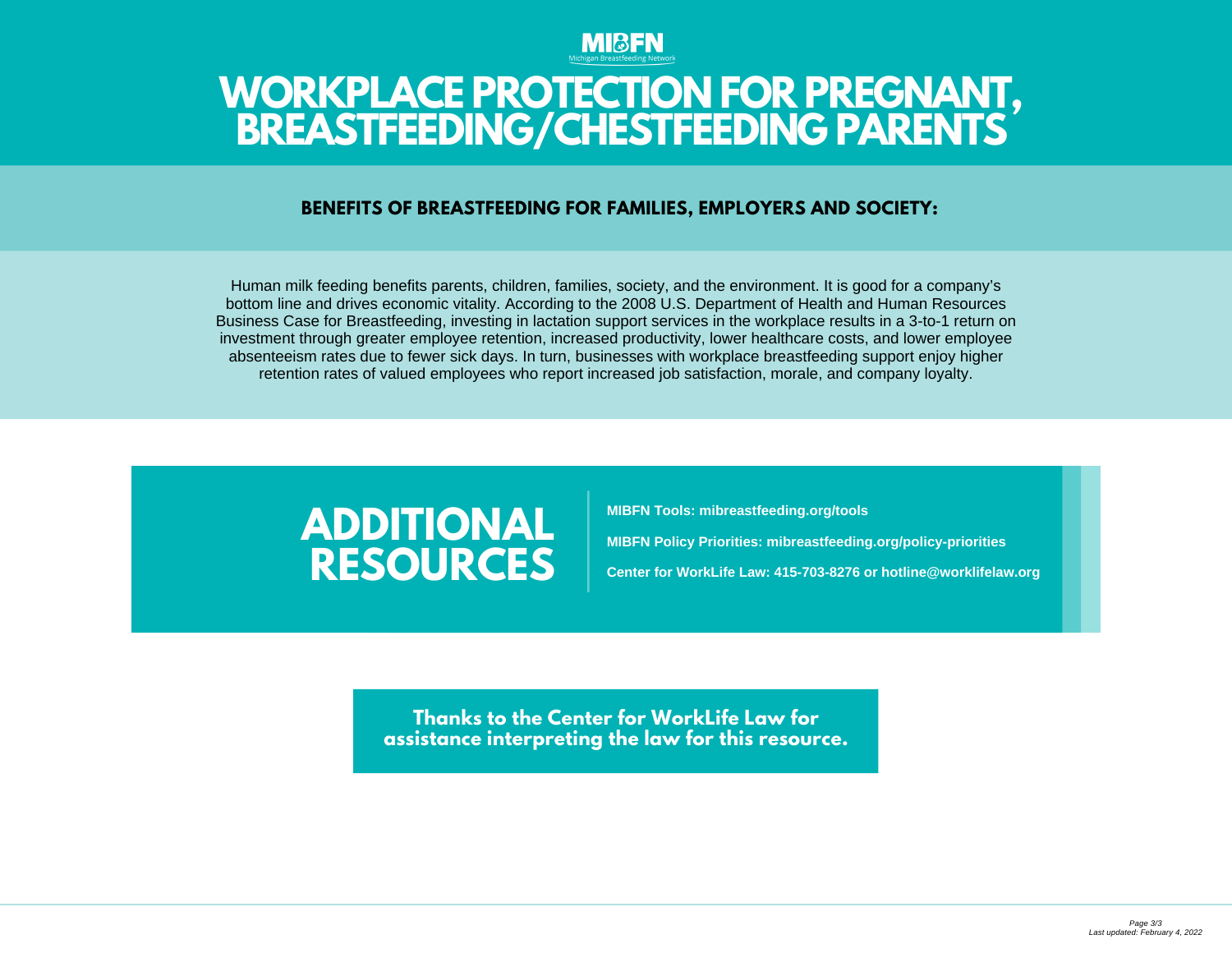MIBFN
Michigan Breastfeeding Network

# WORKPLACE PROTECTION FOR PREGNANT, BREASTFEEDING/CHESTFEEDING PARENTS

## BENEFITS OF BREASTFEEDING FOR FAMILIES, EMPLOYERS AND SOCIETY:

Human milk feeding benefits parents, children, families, society, and the environment. It is good for a company's bottom line and drives economic vitality. According to the 2008 U.S. Department of Health and Human Resources Business Case for Breastfeeding, investing in lactation support services in the workplace results in a 3-to-1 return on investment through greater employee retention, increased productivity, lower healthcare costs, and lower employee absenteeism rates due to fewer sick days. In turn, businesses with workplace breastfeeding support enjoy higher retention rates of valued employees who report increased job satisfaction, morale, and company loyalty.

## ADDITIONAL RESOURCES

**MIBFN Tools: mibreastfeeding.org/tools**

**MIBFN Policy Priorities: mibreastfeeding.org/policy-priorities**

**Center for WorkLife Law: 415-703-8276 or hotline@worklifelaw.org**

**Thanks to the Center for WorkLife Law for assistance interpreting the law for this resource.**

*Last updated: February 4, 2022*